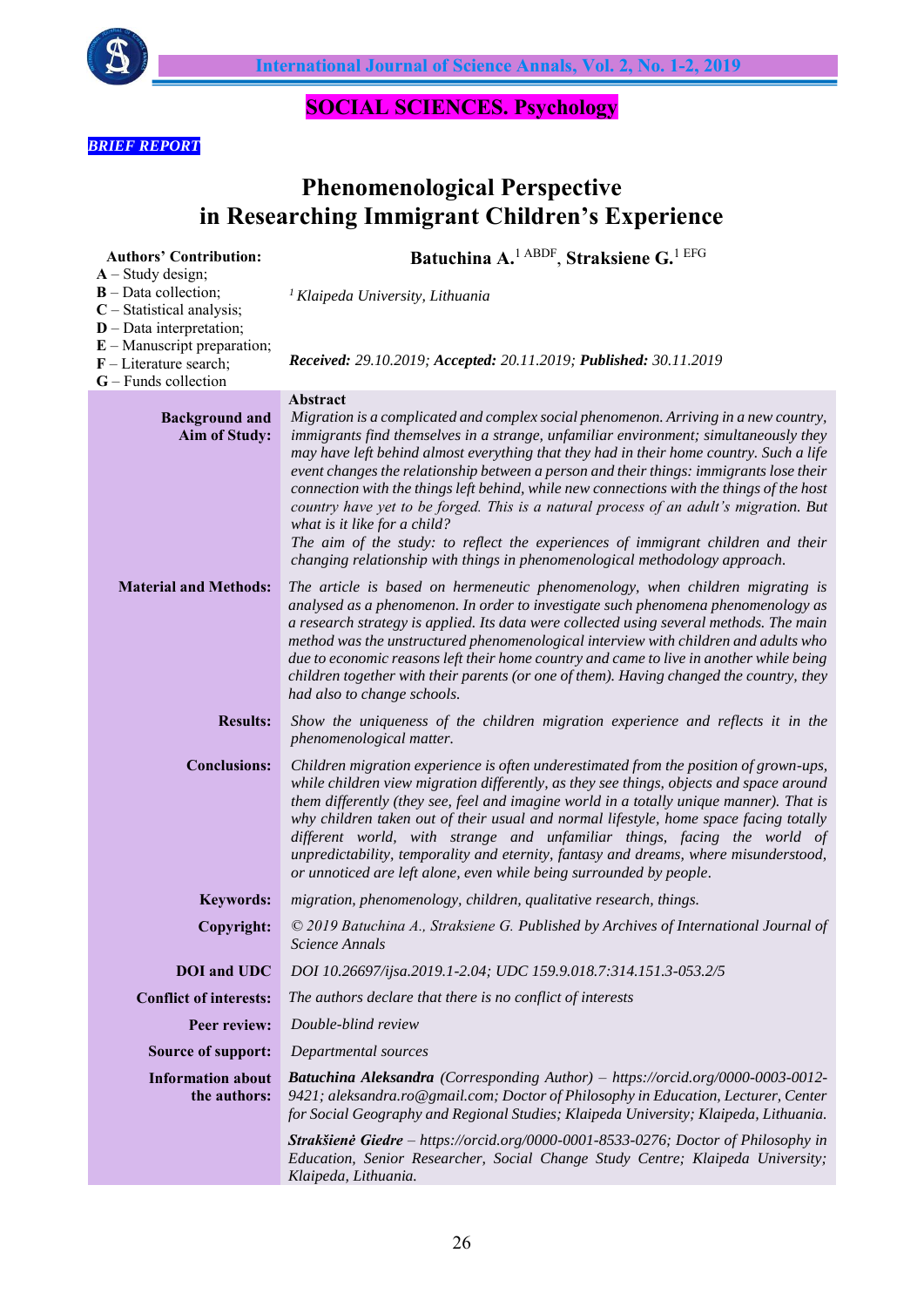**SOCIAL SCIENCES. Psychology**

*BRIEF REPORT*

# Phenomenological Perspective in Researching Immigrant Children's Experience

**Batuchina A.**[1 ABDF], **Straksiene G.**[1 EFG]

[1] *Klaipeda University, Lithuania*

**Authors' Contribution:**
**A** – Study design;
**B** – Data collection;
**C** – Statistical analysis;
**D** – Data interpretation;
**E** – Manuscript preparation;
**F** – Literature search;
**G** – Funds collection

***Received:** 29.10.2019; **Accepted:** 20.11.2019; **Published:** 30.11.2019*

**Abstract**

**Background and Aim of Study:** *Migration is a complicated and complex social phenomenon. Arriving in a new country, immigrants find themselves in a strange, unfamiliar environment; simultaneously they may have left behind almost everything that they had in their home country. Such a life event changes the relationship between a person and their things: immigrants lose their connection with the things left behind, while new connections with the things of the host country have yet to be forged. This is a natural process of an adult's migration. But what is it like for a child?*
*The aim of the study: to reflect the experiences of immigrant children and their changing relationship with things in phenomenological methodology approach.*

**Material and Methods:** *The article is based on hermeneutic phenomenology, when children migrating is analysed as a phenomenon. In order to investigate such phenomena phenomenology as a research strategy is applied. Its data were collected using several methods. The main method was the unstructured phenomenological interview with children and adults who due to economic reasons left their home country and came to live in another while being children together with their parents (or one of them). Having changed the country, they had also to change schools.*

**Results:** *Show the uniqueness of the children migration experience and reflects it in the phenomenological matter.*

**Conclusions:** *Children migration experience is often underestimated from the position of grown-ups, while children view migration differently, as they see things, objects and space around them differently (they see, feel and imagine world in a totally unique manner). That is why children taken out of their usual and normal lifestyle, home space facing totally different world, with strange and unfamiliar things, facing the world of unpredictability, temporality and eternity, fantasy and dreams, where misunderstood, or unnoticed are left alone, even while being surrounded by people.*

**Keywords:** *migration, phenomenology, children, qualitative research, things.*

**Copyright:** *© 2019 Batuchina A., Straksiene G. Published by Archives of International Journal of Science Annals*

**DOI and UDC** *DOI 10.26697/ijsa.2019.1-2.04; UDC 159.9.018.7:314.151.3-053.2/5*

**Conflict of interests:** *The authors declare that there is no conflict of interests*

**Peer review:** *Double-blind review*

**Source of support:** *Departmental sources*

**Information about the authors:** ***Batuchina Aleksandra** (Corresponding Author) – https://orcid.org/0000-0003-0012-9421; aleksandra.ro@gmail.com; Doctor of Philosophy in Education, Lecturer, Center for Social Geography and Regional Studies; Klaipeda University; Klaipeda, Lithuania.*

***Strakšienė Giedre** – https://orcid.org/0000-0001-8533-0276; Doctor of Philosophy in Education, Senior Researcher, Social Change Study Centre; Klaipeda University; Klaipeda, Lithuania.*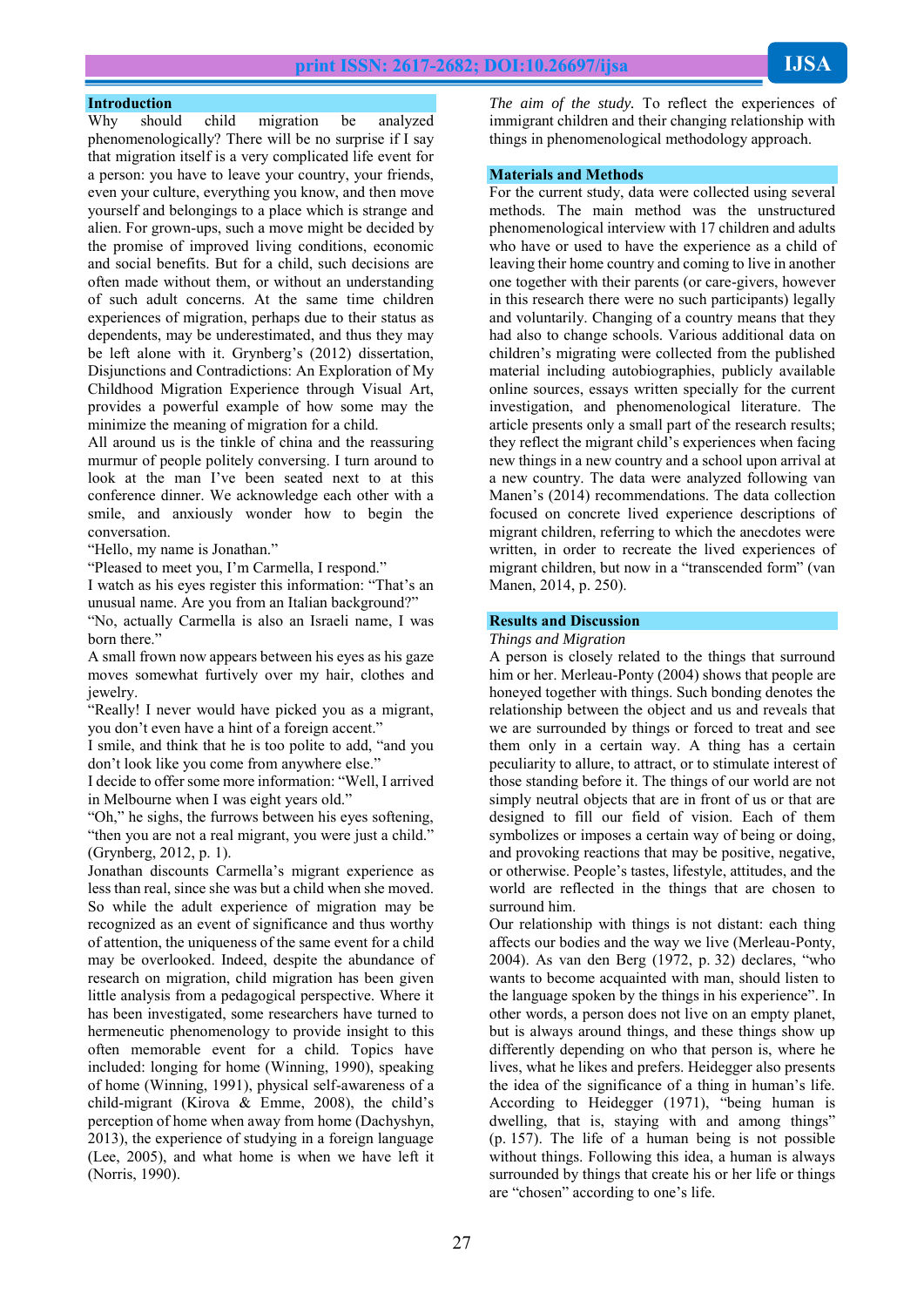## Introduction

Why should child migration be analyzed phenomenologically? There will be no surprise if I say that migration itself is a very complicated life event for a person: you have to leave your country, your friends, even your culture, everything you know, and then move yourself and belongings to a place which is strange and alien. For grown-ups, such a move might be decided by the promise of improved living conditions, economic and social benefits. But for a child, such decisions are often made without them, or without an understanding of such adult concerns. At the same time children experiences of migration, perhaps due to their status as dependents, may be underestimated, and thus they may be left alone with it. Grynberg's (2012) dissertation, Disjunctions and Contradictions: An Exploration of My Childhood Migration Experience through Visual Art, provides a powerful example of how some may the minimize the meaning of migration for a child.

All around us is the tinkle of china and the reassuring murmur of people politely conversing. I turn around to look at the man I've been seated next to at this conference dinner. We acknowledge each other with a smile, and anxiously wonder how to begin the conversation.

"Hello, my name is Jonathan."

"Pleased to meet you, I'm Carmella, I respond."

I watch as his eyes register this information: "That's an unusual name. Are you from an Italian background?"

"No, actually Carmella is also an Israeli name, I was born there."

A small frown now appears between his eyes as his gaze moves somewhat furtively over my hair, clothes and jewelry.

"Really! I never would have picked you as a migrant, you don't even have a hint of a foreign accent."

I smile, and think that he is too polite to add, "and you don't look like you come from anywhere else."

I decide to offer some more information: "Well, I arrived in Melbourne when I was eight years old."

"Oh," he sighs, the furrows between his eyes softening, "then you are not a real migrant, you were just a child." (Grynberg, 2012, p. 1).

Jonathan discounts Carmella's migrant experience as less than real, since she was but a child when she moved. So while the adult experience of migration may be recognized as an event of significance and thus worthy of attention, the uniqueness of the same event for a child may be overlooked. Indeed, despite the abundance of research on migration, child migration has been given little analysis from a pedagogical perspective. Where it has been investigated, some researchers have turned to hermeneutic phenomenology to provide insight to this often memorable event for a child. Topics have included: longing for home (Winning, 1990), speaking of home (Winning, 1991), physical self-awareness of a child-migrant (Kirova & Emme, 2008), the child's perception of home when away from home (Dachyshyn, 2013), the experience of studying in a foreign language (Lee, 2005), and what home is when we have left it (Norris, 1990).

*The aim of the study.* To reflect the experiences of immigrant children and their changing relationship with things in phenomenological methodology approach.

## Materials and Methods

For the current study, data were collected using several methods. The main method was the unstructured phenomenological interview with 17 children and adults who have or used to have the experience as a child of leaving their home country and coming to live in another one together with their parents (or care-givers, however in this research there were no such participants) legally and voluntarily. Changing of a country means that they had also to change schools. Various additional data on children's migrating were collected from the published material including autobiographies, publicly available online sources, essays written specially for the current investigation, and phenomenological literature. The article presents only a small part of the research results; they reflect the migrant child's experiences when facing new things in a new country and a school upon arrival at a new country. The data were analyzed following van Manen's (2014) recommendations. The data collection focused on concrete lived experience descriptions of migrant children, referring to which the anecdotes were written, in order to recreate the lived experiences of migrant children, but now in a "transcended form" (van Manen, 2014, p. 250).

## Results and Discussion

### *Things and Migration*

A person is closely related to the things that surround him or her. Merleau-Ponty (2004) shows that people are honeyed together with things. Such bonding denotes the relationship between the object and us and reveals that we are surrounded by things or forced to treat and see them only in a certain way. A thing has a certain peculiarity to allure, to attract, or to stimulate interest of those standing before it. The things of our world are not simply neutral objects that are in front of us or that are designed to fill our field of vision. Each of them symbolizes or imposes a certain way of being or doing, and provoking reactions that may be positive, negative, or otherwise. People's tastes, lifestyle, attitudes, and the world are reflected in the things that are chosen to surround him.

Our relationship with things is not distant: each thing affects our bodies and the way we live (Merleau-Ponty, 2004). As van den Berg (1972, p. 32) declares, "who wants to become acquainted with man, should listen to the language spoken by the things in his experience". In other words, a person does not live on an empty planet, but is always around things, and these things show up differently depending on who that person is, where he lives, what he likes and prefers. Heidegger also presents the idea of the significance of a thing in human's life. According to Heidegger (1971), "being human is dwelling, that is, staying with and among things" (p. 157). The life of a human being is not possible without things. Following this idea, a human is always surrounded by things that create his or her life or things are "chosen" according to one's life.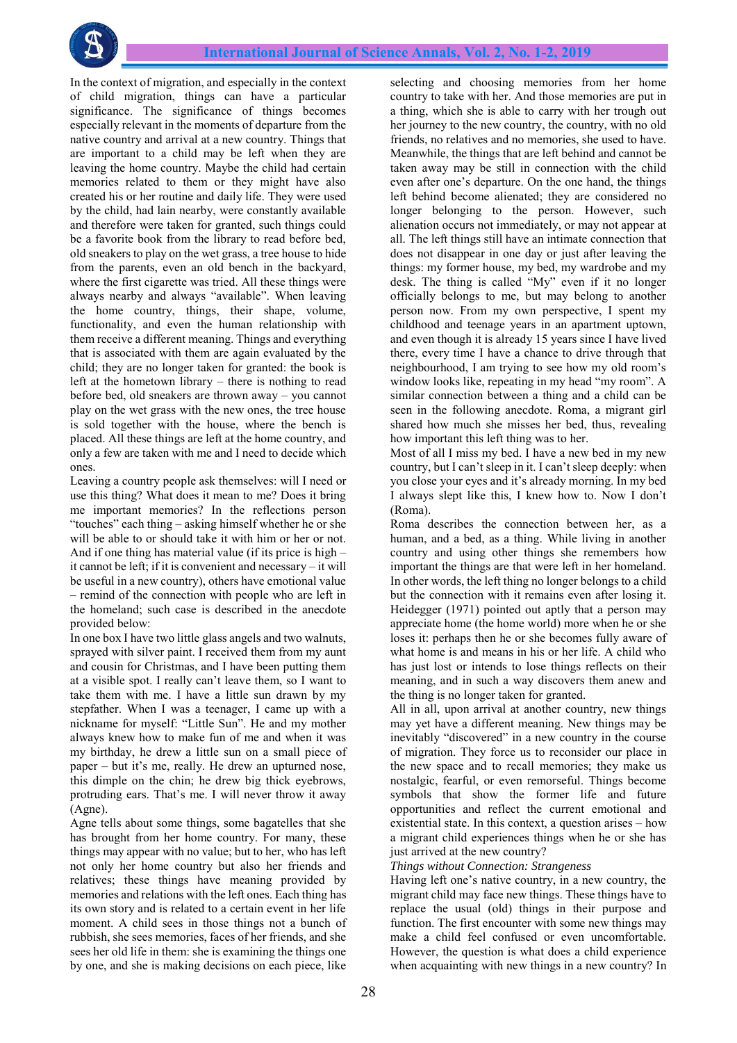In the context of migration, and especially in the context of child migration, things can have a particular significance. The significance of things becomes especially relevant in the moments of departure from the native country and arrival at a new country. Things that are important to a child may be left when they are leaving the home country. Maybe the child had certain memories related to them or they might have also created his or her routine and daily life. They were used by the child, had lain nearby, were constantly available and therefore were taken for granted, such things could be a favorite book from the library to read before bed, old sneakers to play on the wet grass, a tree house to hide from the parents, even an old bench in the backyard, where the first cigarette was tried. All these things were always nearby and always "available". When leaving the home country, things, their shape, volume, functionality, and even the human relationship with them receive a different meaning. Things and everything that is associated with them are again evaluated by the child; they are no longer taken for granted: the book is left at the hometown library – there is nothing to read before bed, old sneakers are thrown away – you cannot play on the wet grass with the new ones, the tree house is sold together with the house, where the bench is placed. All these things are left at the home country, and only a few are taken with me and I need to decide which ones.

Leaving a country people ask themselves: will I need or use this thing? What does it mean to me? Does it bring me important memories? In the reflections person "touches" each thing – asking himself whether he or she will be able to or should take it with him or her or not. And if one thing has material value (if its price is high – it cannot be left; if it is convenient and necessary – it will be useful in a new country), others have emotional value – remind of the connection with people who are left in the homeland; such case is described in the anecdote provided below:

In one box I have two little glass angels and two walnuts, sprayed with silver paint. I received them from my aunt and cousin for Christmas, and I have been putting them at a visible spot. I really can't leave them, so I want to take them with me. I have a little sun drawn by my stepfather. When I was a teenager, I came up with a nickname for myself: "Little Sun". He and my mother always knew how to make fun of me and when it was my birthday, he drew a little sun on a small piece of paper – but it's me, really. He drew an upturned nose, this dimple on the chin; he drew big thick eyebrows, protruding ears. That's me. I will never throw it away (Agne).

Agne tells about some things, some bagatelles that she has brought from her home country. For many, these things may appear with no value; but to her, who has left not only her home country but also her friends and relatives; these things have meaning provided by memories and relations with the left ones. Each thing has its own story and is related to a certain event in her life moment. A child sees in those things not a bunch of rubbish, she sees memories, faces of her friends, and she sees her old life in them: she is examining the things one by one, and she is making decisions on each piece, like selecting and choosing memories from her home country to take with her. And those memories are put in a thing, which she is able to carry with her trough out her journey to the new country, the country, with no old friends, no relatives and no memories, she used to have. Meanwhile, the things that are left behind and cannot be taken away may be still in connection with the child even after one's departure. On the one hand, the things left behind become alienated; they are considered no longer belonging to the person. However, such alienation occurs not immediately, or may not appear at all. The left things still have an intimate connection that does not disappear in one day or just after leaving the things: my former house, my bed, my wardrobe and my desk. The thing is called "My" even if it no longer officially belongs to me, but may belong to another person now. From my own perspective, I spent my childhood and teenage years in an apartment uptown, and even though it is already 15 years since I have lived there, every time I have a chance to drive through that neighbourhood, I am trying to see how my old room's window looks like, repeating in my head "my room". A similar connection between a thing and a child can be seen in the following anecdote. Roma, a migrant girl shared how much she misses her bed, thus, revealing how important this left thing was to her.

Most of all I miss my bed. I have a new bed in my new country, but I can't sleep in it. I can't sleep deeply: when you close your eyes and it's already morning. In my bed I always slept like this, I knew how to. Now I don't (Roma).

Roma describes the connection between her, as a human, and a bed, as a thing. While living in another country and using other things she remembers how important the things are that were left in her homeland. In other words, the left thing no longer belongs to a child but the connection with it remains even after losing it. Heidegger (1971) pointed out aptly that a person may appreciate home (the home world) more when he or she loses it: perhaps then he or she becomes fully aware of what home is and means in his or her life. A child who has just lost or intends to lose things reflects on their meaning, and in such a way discovers them anew and the thing is no longer taken for granted.

All in all, upon arrival at another country, new things may yet have a different meaning. New things may be inevitably "discovered" in a new country in the course of migration. They force us to reconsider our place in the new space and to recall memories; they make us nostalgic, fearful, or even remorseful. Things become symbols that show the former life and future opportunities and reflect the current emotional and existential state. In this context, a question arises – how a migrant child experiences things when he or she has just arrived at the new country?

*Things without Connection: Strangeness*

Having left one's native country, in a new country, the migrant child may face new things. These things have to replace the usual (old) things in their purpose and function. The first encounter with some new things may make a child feel confused or even uncomfortable. However, the question is what does a child experience when acquainting with new things in a new country? In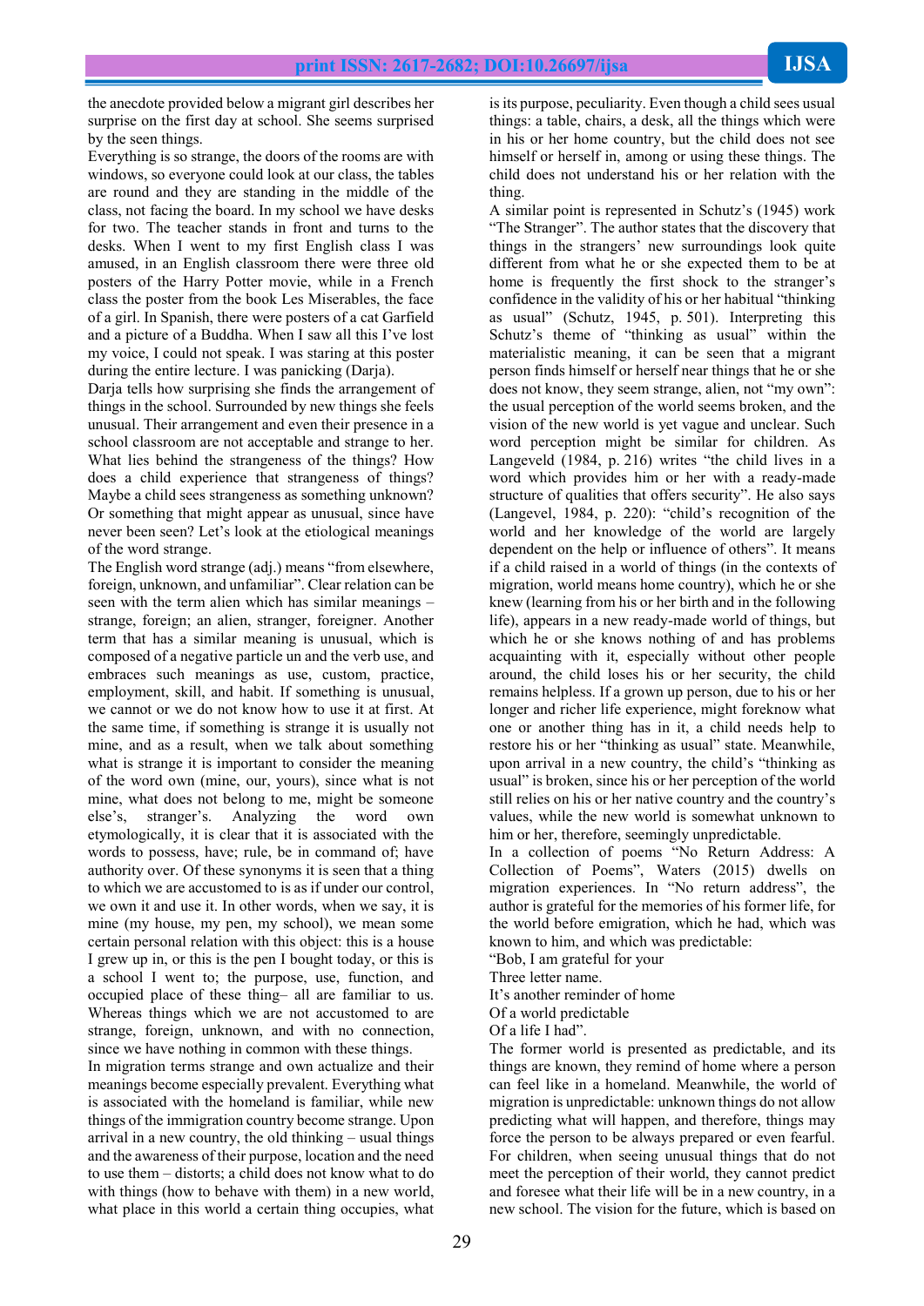the anecdote provided below a migrant girl describes her surprise on the first day at school. She seems surprised by the seen things.

Everything is so strange, the doors of the rooms are with windows, so everyone could look at our class, the tables are round and they are standing in the middle of the class, not facing the board. In my school we have desks for two. The teacher stands in front and turns to the desks. When I went to my first English class I was amused, in an English classroom there were three old posters of the Harry Potter movie, while in a French class the poster from the book Les Miserables, the face of a girl. In Spanish, there were posters of a cat Garfield and a picture of a Buddha. When I saw all this I've lost my voice, I could not speak. I was staring at this poster during the entire lecture. I was panicking (Darja).

Darja tells how surprising she finds the arrangement of things in the school. Surrounded by new things she feels unusual. Their arrangement and even their presence in a school classroom are not acceptable and strange to her. What lies behind the strangeness of the things? How does a child experience that strangeness of things? Maybe a child sees strangeness as something unknown? Or something that might appear as unusual, since have never been seen? Let's look at the etiological meanings of the word strange.

The English word strange (adj.) means "from elsewhere, foreign, unknown, and unfamiliar". Clear relation can be seen with the term alien which has similar meanings – strange, foreign; an alien, stranger, foreigner. Another term that has a similar meaning is unusual, which is composed of a negative particle un and the verb use, and embraces such meanings as use, custom, practice, employment, skill, and habit. If something is unusual, we cannot or we do not know how to use it at first. At the same time, if something is strange it is usually not mine, and as a result, when we talk about something what is strange it is important to consider the meaning of the word own (mine, our, yours), since what is not mine, what does not belong to me, might be someone else's, stranger's. Analyzing the word own etymologically, it is clear that it is associated with the words to possess, have; rule, be in command of; have authority over. Of these synonyms it is seen that a thing to which we are accustomed to is as if under our control, we own it and use it. In other words, when we say, it is mine (my house, my pen, my school), we mean some certain personal relation with this object: this is a house I grew up in, or this is the pen I bought today, or this is a school I went to; the purpose, use, function, and occupied place of these thing– all are familiar to us. Whereas things which we are not accustomed to are strange, foreign, unknown, and with no connection, since we have nothing in common with these things.

In migration terms strange and own actualize and their meanings become especially prevalent. Everything what is associated with the homeland is familiar, while new things of the immigration country become strange. Upon arrival in a new country, the old thinking – usual things and the awareness of their purpose, location and the need to use them – distorts; a child does not know what to do with things (how to behave with them) in a new world, what place in this world a certain thing occupies, what is its purpose, peculiarity. Even though a child sees usual things: a table, chairs, a desk, all the things which were in his or her home country, but the child does not see himself or herself in, among or using these things. The child does not understand his or her relation with the thing.

A similar point is represented in Schutz's (1945) work "The Stranger". The author states that the discovery that things in the strangers' new surroundings look quite different from what he or she expected them to be at home is frequently the first shock to the stranger's confidence in the validity of his or her habitual "thinking as usual" (Schutz, 1945, p. 501). Interpreting this Schutz's theme of "thinking as usual" within the materialistic meaning, it can be seen that a migrant person finds himself or herself near things that he or she does not know, they seem strange, alien, not "my own": the usual perception of the world seems broken, and the vision of the new world is yet vague and unclear. Such word perception might be similar for children. As Langeveld (1984, p. 216) writes "the child lives in a word which provides him or her with a ready-made structure of qualities that offers security". He also says (Langevel, 1984, p. 220): "child's recognition of the world and her knowledge of the world are largely dependent on the help or influence of others". It means if a child raised in a world of things (in the contexts of migration, world means home country), which he or she knew (learning from his or her birth and in the following life), appears in a new ready-made world of things, but which he or she knows nothing of and has problems acquainting with it, especially without other people around, the child loses his or her security, the child remains helpless. If a grown up person, due to his or her longer and richer life experience, might foreknow what one or another thing has in it, a child needs help to restore his or her "thinking as usual" state. Meanwhile, upon arrival in a new country, the child's "thinking as usual" is broken, since his or her perception of the world still relies on his or her native country and the country's values, while the new world is somewhat unknown to him or her, therefore, seemingly unpredictable.

In a collection of poems "No Return Address: A Collection of Poems", Waters (2015) dwells on migration experiences. In "No return address", the author is grateful for the memories of his former life, for the world before emigration, which he had, which was known to him, and which was predictable:

"Bob, I am grateful for your  
Three letter name.  
It's another reminder of home  
Of a world predictable  
Of a life I had".

The former world is presented as predictable, and its things are known, they remind of home where a person can feel like in a homeland. Meanwhile, the world of migration is unpredictable: unknown things do not allow predicting what will happen, and therefore, things may force the person to be always prepared or even fearful. For children, when seeing unusual things that do not meet the perception of their world, they cannot predict and foresee what their life will be in a new country, in a new school. The vision for the future, which is based on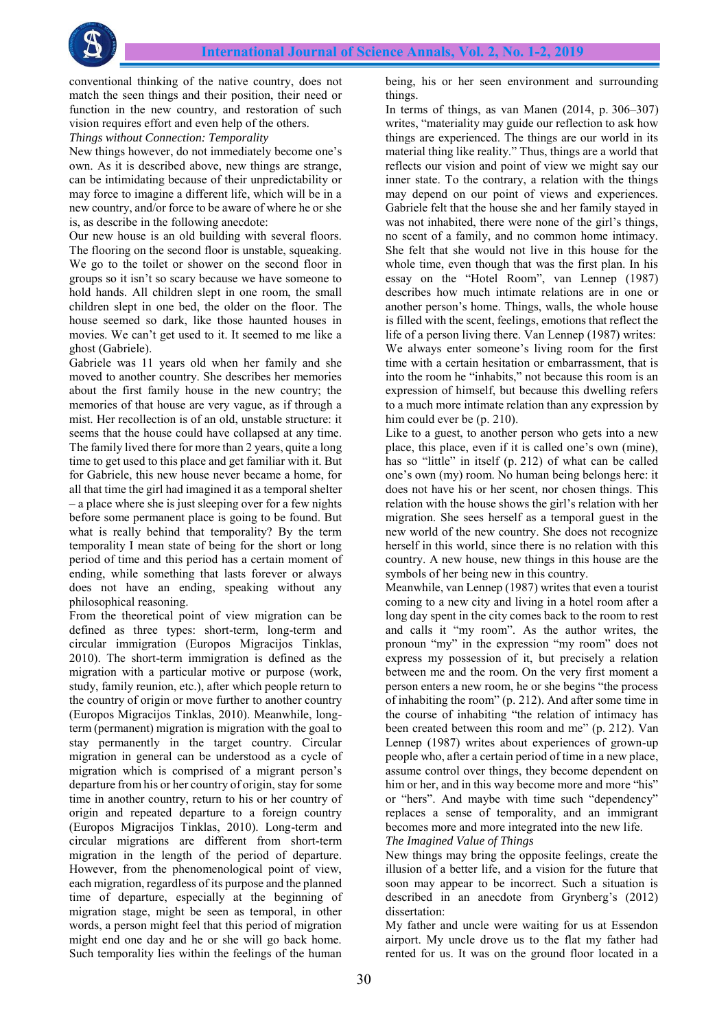conventional thinking of the native country, does not match the seen things and their position, their need or function in the new country, and restoration of such vision requires effort and even help of the others.

*Things without Connection: Temporality*

New things however, do not immediately become one's own. As it is described above, new things are strange, can be intimidating because of their unpredictability or may force to imagine a different life, which will be in a new country, and/or force to be aware of where he or she is, as describe in the following anecdote:

Our new house is an old building with several floors. The flooring on the second floor is unstable, squeaking. We go to the toilet or shower on the second floor in groups so it isn't so scary because we have someone to hold hands. All children slept in one room, the small children slept in one bed, the older on the floor. The house seemed so dark, like those haunted houses in movies. We can't get used to it. It seemed to me like a ghost (Gabriele).

Gabriele was 11 years old when her family and she moved to another country. She describes her memories about the first family house in the new country; the memories of that house are very vague, as if through a mist. Her recollection is of an old, unstable structure: it seems that the house could have collapsed at any time. The family lived there for more than 2 years, quite a long time to get used to this place and get familiar with it. But for Gabriele, this new house never became a home, for all that time the girl had imagined it as a temporal shelter – a place where she is just sleeping over for a few nights before some permanent place is going to be found. But what is really behind that temporality? By the term temporality I mean state of being for the short or long period of time and this period has a certain moment of ending, while something that lasts forever or always does not have an ending, speaking without any philosophical reasoning.

From the theoretical point of view migration can be defined as three types: short-term, long-term and circular immigration (Europos Migracijos Tinklas, 2010). The short-term immigration is defined as the migration with a particular motive or purpose (work, study, family reunion, etc.), after which people return to the country of origin or move further to another country (Europos Migracijos Tinklas, 2010). Meanwhile, long-term (permanent) migration is migration with the goal to stay permanently in the target country. Circular migration in general can be understood as a cycle of migration which is comprised of a migrant person's departure from his or her country of origin, stay for some time in another country, return to his or her country of origin and repeated departure to a foreign country (Europos Migracijos Tinklas, 2010). Long-term and circular migrations are different from short-term migration in the length of the period of departure. However, from the phenomenological point of view, each migration, regardless of its purpose and the planned time of departure, especially at the beginning of migration stage, might be seen as temporal, in other words, a person might feel that this period of migration might end one day and he or she will go back home. Such temporality lies within the feelings of the human being, his or her seen environment and surrounding things.

In terms of things, as van Manen (2014, p. 306–307) writes, "materiality may guide our reflection to ask how things are experienced. The things are our world in its material thing like reality." Thus, things are a world that reflects our vision and point of view we might say our inner state. To the contrary, a relation with the things may depend on our point of views and experiences. Gabriele felt that the house she and her family stayed in was not inhabited, there were none of the girl's things, no scent of a family, and no common home intimacy. She felt that she would not live in this house for the whole time, even though that was the first plan. In his essay on the "Hotel Room", van Lennep (1987) describes how much intimate relations are in one or another person's home. Things, walls, the whole house is filled with the scent, feelings, emotions that reflect the life of a person living there. Van Lennep (1987) writes:

We always enter someone's living room for the first time with a certain hesitation or embarrassment, that is into the room he "inhabits," not because this room is an expression of himself, but because this dwelling refers to a much more intimate relation than any expression by him could ever be (p. 210).

Like to a guest, to another person who gets into a new place, this place, even if it is called one's own (mine), has so "little" in itself (p. 212) of what can be called one's own (my) room. No human being belongs here: it does not have his or her scent, nor chosen things. This relation with the house shows the girl's relation with her migration. She sees herself as a temporal guest in the new world of the new country. She does not recognize herself in this world, since there is no relation with this country. A new house, new things in this house are the symbols of her being new in this country.

Meanwhile, van Lennep (1987) writes that even a tourist coming to a new city and living in a hotel room after a long day spent in the city comes back to the room to rest and calls it "my room". As the author writes, the pronoun "my" in the expression "my room" does not express my possession of it, but precisely a relation between me and the room. On the very first moment a person enters a new room, he or she begins "the process of inhabiting the room" (p. 212). And after some time in the course of inhabiting "the relation of intimacy has been created between this room and me" (p. 212). Van Lennep (1987) writes about experiences of grown-up people who, after a certain period of time in a new place, assume control over things, they become dependent on him or her, and in this way become more and more "his" or "hers". And maybe with time such "dependency" replaces a sense of temporality, and an immigrant becomes more and more integrated into the new life.

*The Imagined Value of Things*

New things may bring the opposite feelings, create the illusion of a better life, and a vision for the future that soon may appear to be incorrect. Such a situation is described in an anecdote from Grynberg's (2012) dissertation:

My father and uncle were waiting for us at Essendon airport. My uncle drove us to the flat my father had rented for us. It was on the ground floor located in a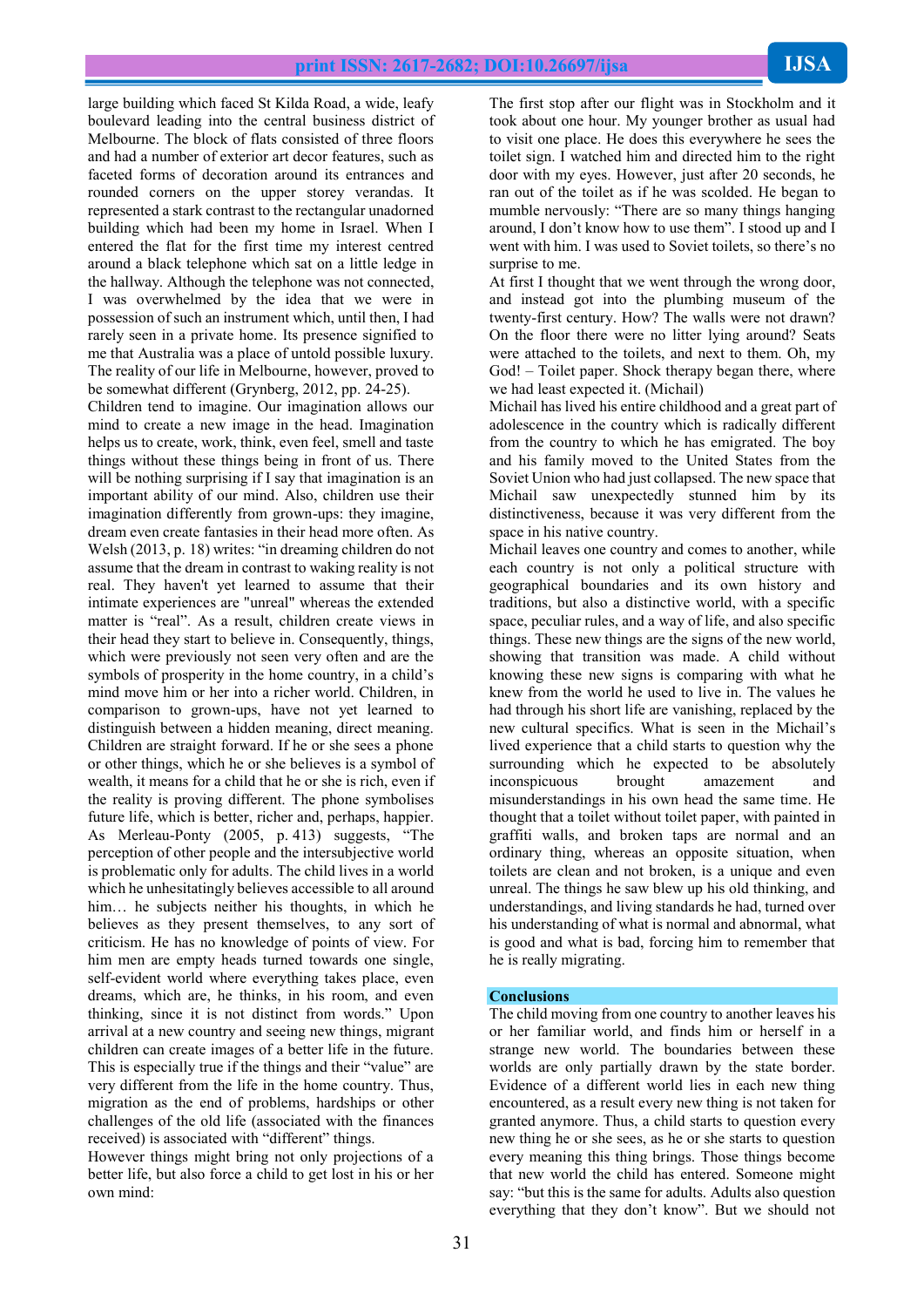large building which faced St Kilda Road, a wide, leafy boulevard leading into the central business district of Melbourne. The block of flats consisted of three floors and had a number of exterior art decor features, such as faceted forms of decoration around its entrances and rounded corners on the upper storey verandas. It represented a stark contrast to the rectangular unadorned building which had been my home in Israel. When I entered the flat for the first time my interest centred around a black telephone which sat on a little ledge in the hallway. Although the telephone was not connected, I was overwhelmed by the idea that we were in possession of such an instrument which, until then, I had rarely seen in a private home. Its presence signified to me that Australia was a place of untold possible luxury. The reality of our life in Melbourne, however, proved to be somewhat different (Grynberg, 2012, pp. 24-25).

Children tend to imagine. Our imagination allows our mind to create a new image in the head. Imagination helps us to create, work, think, even feel, smell and taste things without these things being in front of us. There will be nothing surprising if I say that imagination is an important ability of our mind. Also, children use their imagination differently from grown-ups: they imagine, dream even create fantasies in their head more often. As Welsh (2013, p. 18) writes: "in dreaming children do not assume that the dream in contrast to waking reality is not real. They haven't yet learned to assume that their intimate experiences are "unreal" whereas the extended matter is "real". As a result, children create views in their head they start to believe in. Consequently, things, which were previously not seen very often and are the symbols of prosperity in the home country, in a child's mind move him or her into a richer world. Children, in comparison to grown-ups, have not yet learned to distinguish between a hidden meaning, direct meaning. Children are straight forward. If he or she sees a phone or other things, which he or she believes is a symbol of wealth, it means for a child that he or she is rich, even if the reality is proving different. The phone symbolises future life, which is better, richer and, perhaps, happier. As Merleau-Ponty (2005, p. 413) suggests, "The perception of other people and the intersubjective world is problematic only for adults. The child lives in a world which he unhesitatingly believes accessible to all around him… he subjects neither his thoughts, in which he believes as they present themselves, to any sort of criticism. He has no knowledge of points of view. For him men are empty heads turned towards one single, self-evident world where everything takes place, even dreams, which are, he thinks, in his room, and even thinking, since it is not distinct from words." Upon arrival at a new country and seeing new things, migrant children can create images of a better life in the future. This is especially true if the things and their "value" are very different from the life in the home country. Thus, migration as the end of problems, hardships or other challenges of the old life (associated with the finances received) is associated with "different" things.

However things might bring not only projections of a better life, but also force a child to get lost in his or her own mind:

The first stop after our flight was in Stockholm and it took about one hour. My younger brother as usual had to visit one place. He does this everywhere he sees the toilet sign. I watched him and directed him to the right door with my eyes. However, just after 20 seconds, he ran out of the toilet as if he was scolded. He began to mumble nervously: "There are so many things hanging around, I don't know how to use them". I stood up and I went with him. I was used to Soviet toilets, so there's no surprise to me.

At first I thought that we went through the wrong door, and instead got into the plumbing museum of the twenty-first century. How? The walls were not drawn? On the floor there were no litter lying around? Seats were attached to the toilets, and next to them. Oh, my God! – Toilet paper. Shock therapy began there, where we had least expected it. (Michail)

Michail has lived his entire childhood and a great part of adolescence in the country which is radically different from the country to which he has emigrated. The boy and his family moved to the United States from the Soviet Union who had just collapsed. The new space that Michail saw unexpectedly stunned him by its distinctiveness, because it was very different from the space in his native country.

Michail leaves one country and comes to another, while each country is not only a political structure with geographical boundaries and its own history and traditions, but also a distinctive world, with a specific space, peculiar rules, and a way of life, and also specific things. These new things are the signs of the new world, showing that transition was made. A child without knowing these new signs is comparing with what he knew from the world he used to live in. The values he had through his short life are vanishing, replaced by the new cultural specifics. What is seen in the Michail's lived experience that a child starts to question why the surrounding which he expected to be absolutely inconspicuous brought amazement and misunderstandings in his own head the same time. He thought that a toilet without toilet paper, with painted in graffiti walls, and broken taps are normal and an ordinary thing, whereas an opposite situation, when toilets are clean and not broken, is a unique and even unreal. The things he saw blew up his old thinking, and understandings, and living standards he had, turned over his understanding of what is normal and abnormal, what is good and what is bad, forcing him to remember that he is really migrating.

## Conclusions

The child moving from one country to another leaves his or her familiar world, and finds him or herself in a strange new world. The boundaries between these worlds are only partially drawn by the state border. Evidence of a different world lies in each new thing encountered, as a result every new thing is not taken for granted anymore. Thus, a child starts to question every new thing he or she sees, as he or she starts to question every meaning this thing brings. Those things become that new world the child has entered. Someone might say: "but this is the same for adults. Adults also question everything that they don't know". But we should not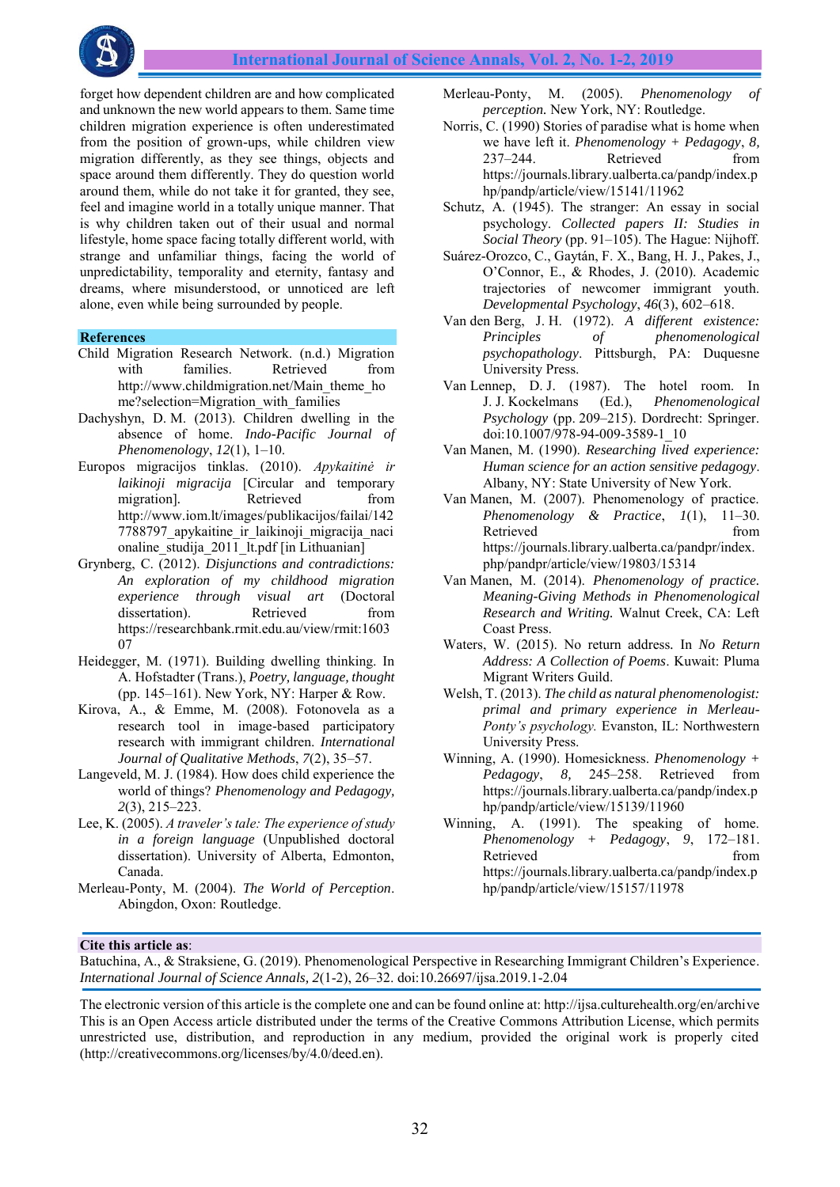forget how dependent children are and how complicated and unknown the new world appears to them. Same time children migration experience is often underestimated from the position of grown-ups, while children view migration differently, as they see things, objects and space around them differently. They do question world around them, while do not take it for granted, they see, feel and imagine world in a totally unique manner. That is why children taken out of their usual and normal lifestyle, home space facing totally different world, with strange and unfamiliar things, facing the world of unpredictability, temporality and eternity, fantasy and dreams, where misunderstood, or unnoticed are left alone, even while being surrounded by people.

## References

Child Migration Research Network. (n.d.) Migration with families. Retrieved from http://www.childmigration.net/Main_theme_home?selection=Migration_with_families

Dachyshyn, D. M. (2013). Children dwelling in the absence of home. *Indo-Pacific Journal of Phenomenology*, *12*(1), 1–10.

Europos migracijos tinklas. (2010). *Apykaitinė ir laikinoji migracija* [Circular and temporary migration]. Retrieved from http://www.iom.lt/images/publikacijos/failai/1427788797_apykaitine_ir_laikinoji_migracija_nacionaline_studija_2011_lt.pdf [in Lithuanian]

Grynberg, C. (2012). *Disjunctions and contradictions: An exploration of my childhood migration experience through visual art* (Doctoral dissertation). Retrieved from https://researchbank.rmit.edu.au/view/rmit:160307

Heidegger, M. (1971). Building dwelling thinking. In A. Hofstadter (Trans.), *Poetry, language, thought* (pp. 145–161). New York, NY: Harper & Row.

Kirova, A., & Emme, M. (2008). Fotonovela as a research tool in image-based participatory research with immigrant children. *International Journal of Qualitative Methods*, *7*(2), 35–57.

Langeveld, M. J. (1984). How does child experience the world of things? *Phenomenology and Pedagogy, 2*(3), 215–223.

Lee, K. (2005). *A traveler's tale: The experience of study in a foreign language* (Unpublished doctoral dissertation). University of Alberta, Edmonton, Canada.

Merleau-Ponty, M. (2004). *The World of Perception*. Abingdon, Oxon: Routledge.

Merleau-Ponty, M. (2005). *Phenomenology of perception.* New York, NY: Routledge.

Norris, C. (1990) Stories of paradise what is home when we have left it. *Phenomenology + Pedagogy*, *8,* Retrieved from https://journals.library.ualberta.ca/pandp/index.php/pandp/article/view/15141/11962

Schutz, A. (1945). The stranger: An essay in social psychology. *Collected papers II: Studies in Social Theory* (pp. 91–105). The Hague: Nijhoff.

Suárez-Orozco, C., Gaytán, F. X., Bang, H. J., Pakes, J., O'Connor, E., & Rhodes, J. (2010). Academic trajectories of newcomer immigrant youth. *Developmental Psychology*, *46*(3), 602–618.

Van den Berg, J. H. (1972). *A different existence: Principles of phenomenological psychopathology*. Pittsburgh, PA: Duquesne University Press.

Van Lennep, D. J. (1987). The hotel room. In J. J. Kockelmans (Ed.), *Phenomenological Psychology* (pp. 209–215). Dordrecht: Springer. doi:10.1007/978-94-009-3589-1_10

Van Manen, M. (1990). *Researching lived experience: Human science for an action sensitive pedagogy*. Albany, NY: State University of New York.

Van Manen, M. (2007). Phenomenology of practice. *Phenomenology & Practice*, *1*(1), 11–30. Retrieved from https://journals.library.ualberta.ca/pandpr/index.php/pandpr/article/view/19803/15314

Van Manen, M. (2014). *Phenomenology of practice. Meaning-Giving Methods in Phenomenological Research and Writing.* Walnut Creek, CA: Left Coast Press.

Waters, W. (2015). No return address. In *No Return Address: A Collection of Poems*. Kuwait: Pluma Migrant Writers Guild.

Welsh, T. (2013). *The child as natural phenomenologist: primal and primary experience in Merleau-Ponty's psychology.* Evanston, IL: Northwestern University Press.

Winning, A. (1990). Homesickness. *Phenomenology + Pedagogy*, *8,* 245–258. Retrieved from https://journals.library.ualberta.ca/pandp/index.php/pandp/article/view/15139/11960

Winning, A. (1991). The speaking of home. *Phenomenology + Pedagogy*, *9*, 172–181. Retrieved from https://journals.library.ualberta.ca/pandp/index.php/pandp/article/view/15157/11978

**Cite this article as**:

Batuchina, A., & Straksiene, G. (2019). Phenomenological Perspective in Researching Immigrant Children's Experience. *International Journal of Science Annals, 2*(1-2), 26–32. doi:10.26697/ijsa.2019.1-2.04

The electronic version of this article is the complete one and can be found online at: http://ijsa.culturehealth.org/en/archive
This is an Open Access article distributed under the terms of the Creative Commons Attribution License, which permits unrestricted use, distribution, and reproduction in any medium, provided the original work is properly cited (http://creativecommons.org/licenses/by/4.0/deed.en).